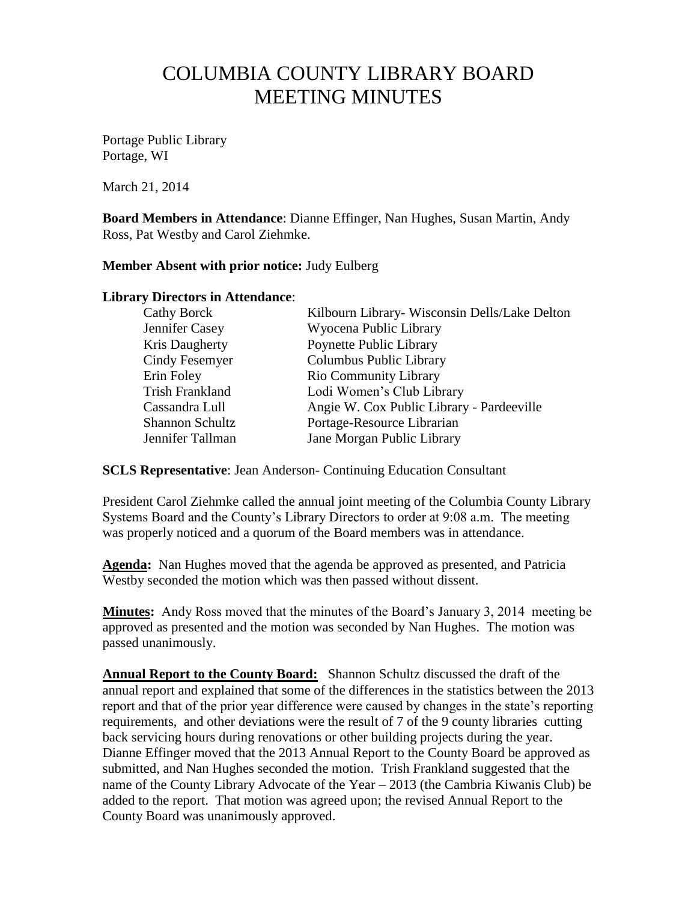# COLUMBIA COUNTY LIBRARY BOARD
# MEETING MINUTES

Portage Public Library
Portage, WI

March 21, 2014

**Board Members in Attendance**: Dianne Effinger, Nan Hughes, Susan Martin, Andy Ross, Pat Westby and Carol Ziehmke.

**Member Absent with prior notice:** Judy Eulberg

**Library Directors in Attendance**:

| | |
|---|---|
| Cathy Borck | Kilbourn Library- Wisconsin Dells/Lake Delton |
| Jennifer Casey | Wyocena Public Library |
| Kris Daugherty | Poynette Public Library |
| Cindy Fesemyer | Columbus Public Library |
| Erin Foley | Rio Community Library |
| Trish Frankland | Lodi Women's Club Library |
| Cassandra Lull | Angie W. Cox Public Library - Pardeeville |
| Shannon Schultz | Portage-Resource Librarian |
| Jennifer Tallman | Jane Morgan Public Library |

**SCLS Representative**: Jean Anderson- Continuing Education Consultant

President Carol Ziehmke called the annual joint meeting of the Columbia County Library Systems Board and the County's Library Directors to order at 9:08 a.m. The meeting was properly noticed and a quorum of the Board members was in attendance.

**Agenda:** Nan Hughes moved that the agenda be approved as presented, and Patricia Westby seconded the motion which was then passed without dissent.

**Minutes:** Andy Ross moved that the minutes of the Board's January 3, 2014 meeting be approved as presented and the motion was seconded by Nan Hughes. The motion was passed unanimously.

**Annual Report to the County Board:** Shannon Schultz discussed the draft of the annual report and explained that some of the differences in the statistics between the 2013 report and that of the prior year difference were caused by changes in the state's reporting requirements, and other deviations were the result of 7 of the 9 county libraries cutting back servicing hours during renovations or other building projects during the year. Dianne Effinger moved that the 2013 Annual Report to the County Board be approved as submitted, and Nan Hughes seconded the motion. Trish Frankland suggested that the name of the County Library Advocate of the Year – 2013 (the Cambria Kiwanis Club) be added to the report. That motion was agreed upon; the revised Annual Report to the County Board was unanimously approved.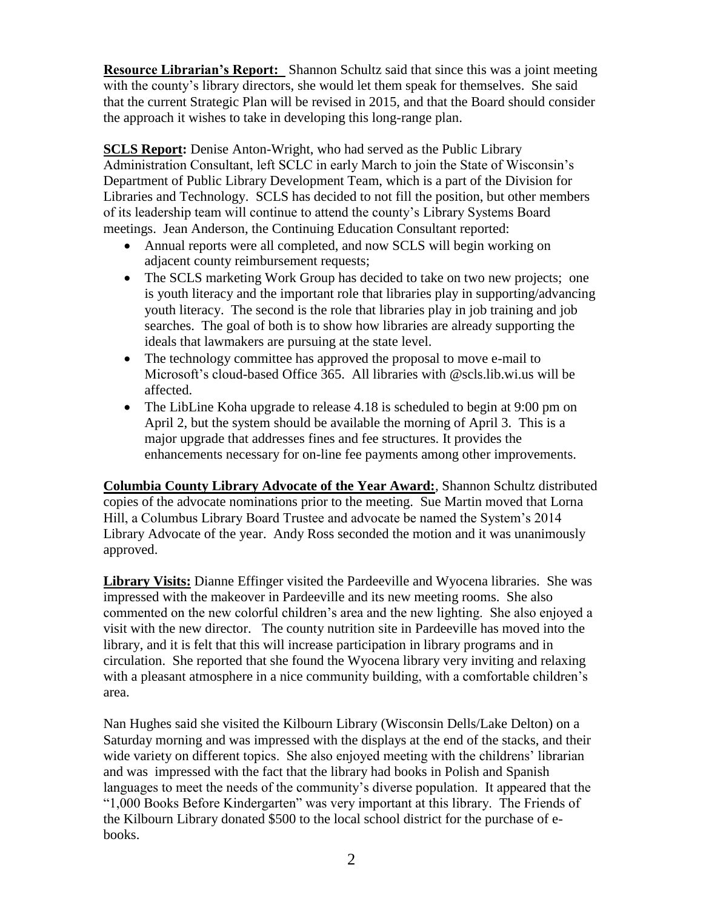**Resource Librarian's Report:** Shannon Schultz said that since this was a joint meeting with the county's library directors, she would let them speak for themselves. She said that the current Strategic Plan will be revised in 2015, and that the Board should consider the approach it wishes to take in developing this long-range plan.

**SCLS Report:** Denise Anton-Wright, who had served as the Public Library Administration Consultant, left SCLC in early March to join the State of Wisconsin's Department of Public Library Development Team, which is a part of the Division for Libraries and Technology. SCLS has decided to not fill the position, but other members of its leadership team will continue to attend the county's Library Systems Board meetings. Jean Anderson, the Continuing Education Consultant reported:

- Annual reports were all completed, and now SCLS will begin working on adjacent county reimbursement requests;
- The SCLS marketing Work Group has decided to take on two new projects; one is youth literacy and the important role that libraries play in supporting/advancing youth literacy. The second is the role that libraries play in job training and job searches. The goal of both is to show how libraries are already supporting the ideals that lawmakers are pursuing at the state level.
- The technology committee has approved the proposal to move e-mail to Microsoft's cloud-based Office 365. All libraries with @scls.lib.wi.us will be affected.
- The LibLine Koha upgrade to release 4.18 is scheduled to begin at 9:00 pm on April 2, but the system should be available the morning of April 3. This is a major upgrade that addresses fines and fee structures. It provides the enhancements necessary for on-line fee payments among other improvements.

**Columbia County Library Advocate of the Year Award:**, Shannon Schultz distributed copies of the advocate nominations prior to the meeting. Sue Martin moved that Lorna Hill, a Columbus Library Board Trustee and advocate be named the System's 2014 Library Advocate of the year. Andy Ross seconded the motion and it was unanimously approved.

**Library Visits:** Dianne Effinger visited the Pardeeville and Wyocena libraries. She was impressed with the makeover in Pardeeville and its new meeting rooms. She also commented on the new colorful children's area and the new lighting. She also enjoyed a visit with the new director. The county nutrition site in Pardeeville has moved into the library, and it is felt that this will increase participation in library programs and in circulation. She reported that she found the Wyocena library very inviting and relaxing with a pleasant atmosphere in a nice community building, with a comfortable children's area.

Nan Hughes said she visited the Kilbourn Library (Wisconsin Dells/Lake Delton) on a Saturday morning and was impressed with the displays at the end of the stacks, and their wide variety on different topics. She also enjoyed meeting with the childrens' librarian and was impressed with the fact that the library had books in Polish and Spanish languages to meet the needs of the community's diverse population. It appeared that the "1,000 Books Before Kindergarten" was very important at this library. The Friends of the Kilbourn Library donated $500 to the local school district for the purchase of e-books.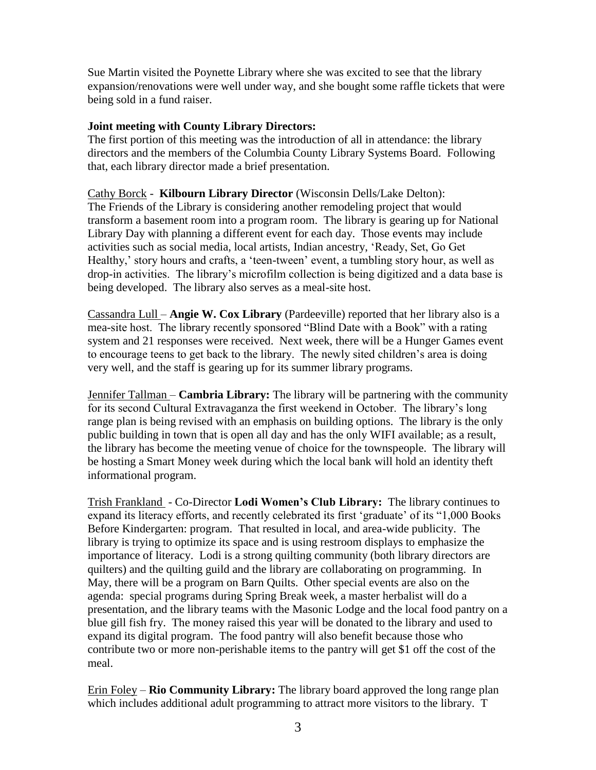Sue Martin visited the Poynette Library where she was excited to see that the library expansion/renovations were well under way, and she bought some raffle tickets that were being sold in a fund raiser.

**Joint meeting with County Library Directors:**
The first portion of this meeting was the introduction of all in attendance: the library directors and the members of the Columbia County Library Systems Board. Following that, each library director made a brief presentation.

Cathy Borck - **Kilbourn Library Director** (Wisconsin Dells/Lake Delton): The Friends of the Library is considering another remodeling project that would transform a basement room into a program room. The library is gearing up for National Library Day with planning a different event for each day. Those events may include activities such as social media, local artists, Indian ancestry, 'Ready, Set, Go Get Healthy,' story hours and crafts, a 'teen-tween' event, a tumbling story hour, as well as drop-in activities. The library's microfilm collection is being digitized and a data base is being developed. The library also serves as a meal-site host.

Cassandra Lull – **Angie W. Cox Library** (Pardeeville) reported that her library also is a mea-site host. The library recently sponsored "Blind Date with a Book" with a rating system and 21 responses were received. Next week, there will be a Hunger Games event to encourage teens to get back to the library. The newly sited children's area is doing very well, and the staff is gearing up for its summer library programs.

Jennifer Tallman – **Cambria Library:** The library will be partnering with the community for its second Cultural Extravaganza the first weekend in October. The library's long range plan is being revised with an emphasis on building options. The library is the only public building in town that is open all day and has the only WIFI available; as a result, the library has become the meeting venue of choice for the townspeople. The library will be hosting a Smart Money week during which the local bank will hold an identity theft informational program.

Trish Frankland - Co-Director **Lodi Women's Club Library:** The library continues to expand its literacy efforts, and recently celebrated its first 'graduate' of its "1,000 Books Before Kindergarten: program. That resulted in local, and area-wide publicity. The library is trying to optimize its space and is using restroom displays to emphasize the importance of literacy. Lodi is a strong quilting community (both library directors are quilters) and the quilting guild and the library are collaborating on programming. In May, there will be a program on Barn Quilts. Other special events are also on the agenda: special programs during Spring Break week, a master herbalist will do a presentation, and the library teams with the Masonic Lodge and the local food pantry on a blue gill fish fry. The money raised this year will be donated to the library and used to expand its digital program. The food pantry will also benefit because those who contribute two or more non-perishable items to the pantry will get $1 off the cost of the meal.

Erin Foley – **Rio Community Library:** The library board approved the long range plan which includes additional adult programming to attract more visitors to the library. T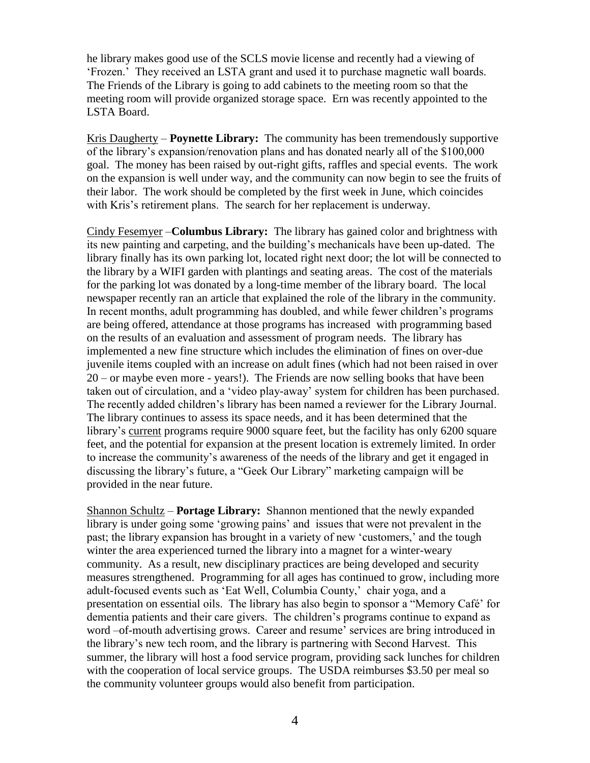he library makes good use of the SCLS movie license and recently had a viewing of 'Frozen.' They received an LSTA grant and used it to purchase magnetic wall boards. The Friends of the Library is going to add cabinets to the meeting room so that the meeting room will provide organized storage space. Ern was recently appointed to the LSTA Board.

Kris Daugherty – **Poynette Library:** The community has been tremendously supportive of the library's expansion/renovation plans and has donated nearly all of the $100,000 goal. The money has been raised by out-right gifts, raffles and special events. The work on the expansion is well under way, and the community can now begin to see the fruits of their labor. The work should be completed by the first week in June, which coincides with Kris's retirement plans. The search for her replacement is underway.

Cindy Fesemyer –**Columbus Library:** The library has gained color and brightness with its new painting and carpeting, and the building's mechanicals have been up-dated. The library finally has its own parking lot, located right next door; the lot will be connected to the library by a WIFI garden with plantings and seating areas. The cost of the materials for the parking lot was donated by a long-time member of the library board. The local newspaper recently ran an article that explained the role of the library in the community. In recent months, adult programming has doubled, and while fewer children's programs are being offered, attendance at those programs has increased with programming based on the results of an evaluation and assessment of program needs. The library has implemented a new fine structure which includes the elimination of fines on over-due juvenile items coupled with an increase on adult fines (which had not been raised in over 20 – or maybe even more - years!). The Friends are now selling books that have been taken out of circulation, and a 'video play-away' system for children has been purchased. The recently added children's library has been named a reviewer for the Library Journal. The library continues to assess its space needs, and it has been determined that the library's current programs require 9000 square feet, but the facility has only 6200 square feet, and the potential for expansion at the present location is extremely limited. In order to increase the community's awareness of the needs of the library and get it engaged in discussing the library's future, a "Geek Our Library" marketing campaign will be provided in the near future.

Shannon Schultz – **Portage Library:** Shannon mentioned that the newly expanded library is under going some 'growing pains' and issues that were not prevalent in the past; the library expansion has brought in a variety of new 'customers,' and the tough winter the area experienced turned the library into a magnet for a winter-weary community. As a result, new disciplinary practices are being developed and security measures strengthened. Programming for all ages has continued to grow, including more adult-focused events such as 'Eat Well, Columbia County,' chair yoga, and a presentation on essential oils. The library has also begin to sponsor a "Memory Café' for dementia patients and their care givers. The children's programs continue to expand as word –of-mouth advertising grows. Career and resume' services are bring introduced in the library's new tech room, and the library is partnering with Second Harvest. This summer, the library will host a food service program, providing sack lunches for children with the cooperation of local service groups. The USDA reimburses $3.50 per meal so the community volunteer groups would also benefit from participation.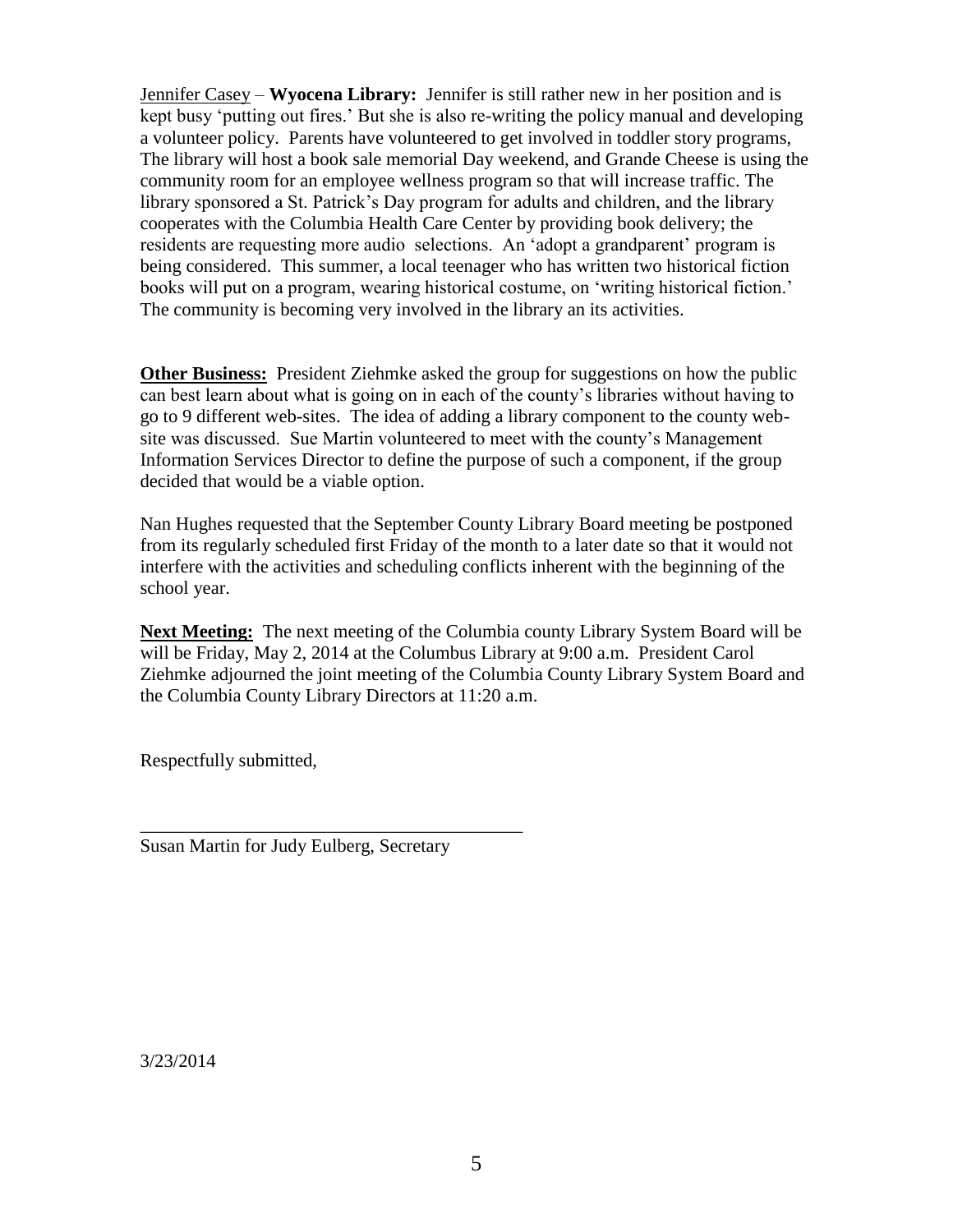Jennifer Casey – **Wyocena Library:** Jennifer is still rather new in her position and is kept busy 'putting out fires.' But she is also re-writing the policy manual and developing a volunteer policy. Parents have volunteered to get involved in toddler story programs, The library will host a book sale memorial Day weekend, and Grande Cheese is using the community room for an employee wellness program so that will increase traffic. The library sponsored a St. Patrick's Day program for adults and children, and the library cooperates with the Columbia Health Care Center by providing book delivery; the residents are requesting more audio selections. An 'adopt a grandparent' program is being considered. This summer, a local teenager who has written two historical fiction books will put on a program, wearing historical costume, on 'writing historical fiction.' The community is becoming very involved in the library an its activities.

**Other Business:** President Ziehmke asked the group for suggestions on how the public can best learn about what is going on in each of the county's libraries without having to go to 9 different web-sites. The idea of adding a library component to the county web-site was discussed. Sue Martin volunteered to meet with the county's Management Information Services Director to define the purpose of such a component, if the group decided that would be a viable option.

Nan Hughes requested that the September County Library Board meeting be postponed from its regularly scheduled first Friday of the month to a later date so that it would not interfere with the activities and scheduling conflicts inherent with the beginning of the school year.

**Next Meeting:** The next meeting of the Columbia county Library System Board will be will be Friday, May 2, 2014 at the Columbus Library at 9:00 a.m. President Carol Ziehmke adjourned the joint meeting of the Columbia County Library System Board and the Columbia County Library Directors at 11:20 a.m.

Respectfully submitted,

\_\_\_\_\_\_\_\_\_\_\_\_\_\_\_\_\_\_\_\_\_\_\_\_\_\_\_\_\_\_\_\_\_\_\_\_\_\_\_\_\_\_

Susan Martin for Judy Eulberg, Secretary

3/23/2014